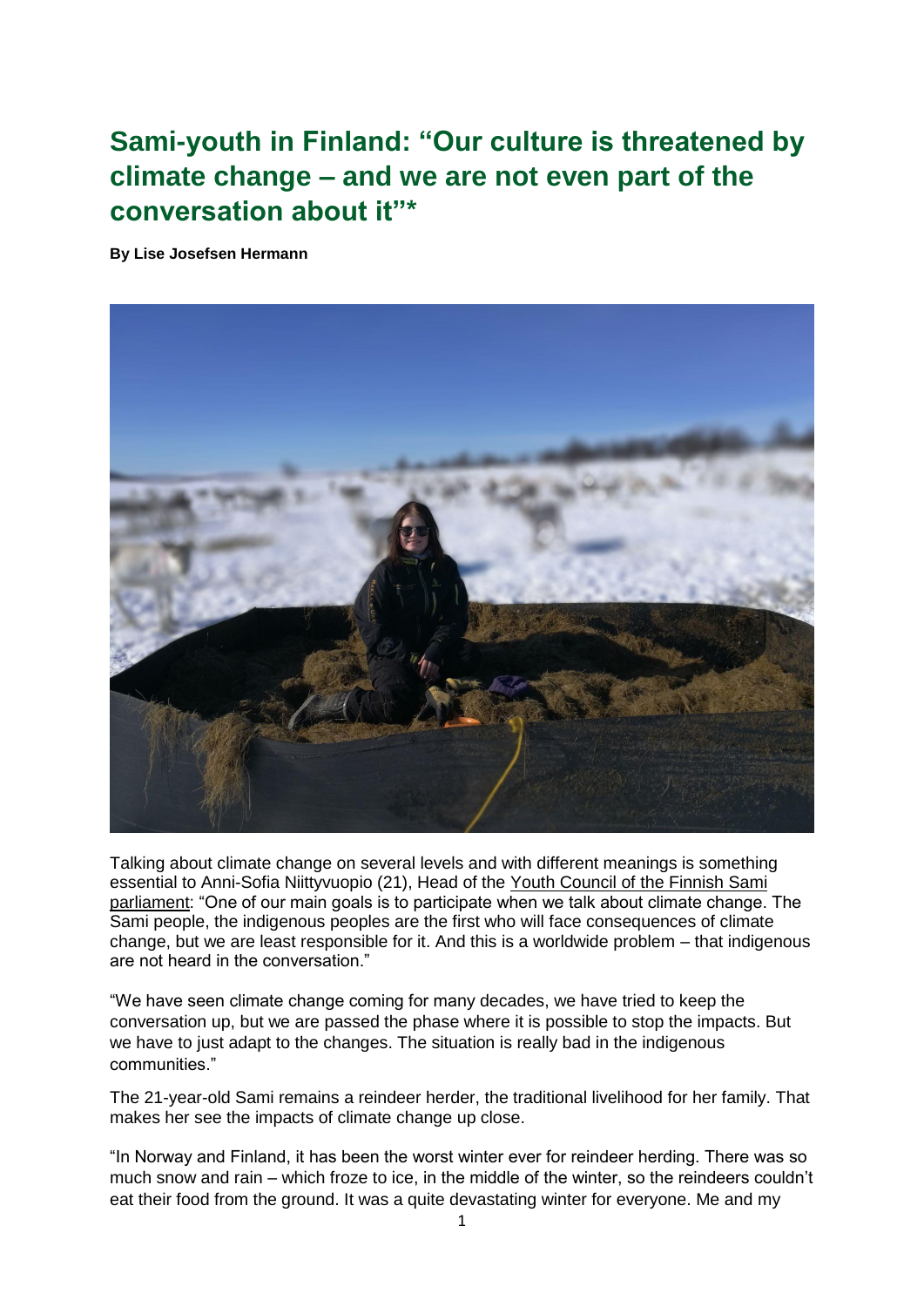# Sami-youth in Finland: "Our culture is threatened by climate change – and we are not even part of the conversation about it"*

**By Lise Josefsen Hermann**

Talking about climate change on several levels and with different meanings is something essential to Anni-Sofia Niittyvuopio (21), Head of the Youth Council of the Finnish Sami parliament: "One of our main goals is to participate when we talk about climate change. The Sami people, the indigenous peoples are the first who will face consequences of climate change, but we are least responsible for it. And this is a worldwide problem – that indigenous are not heard in the conversation."

"We have seen climate change coming for many decades, we have tried to keep the conversation up, but we are passed the phase where it is possible to stop the impacts. But we have to just adapt to the changes. The situation is really bad in the indigenous communities."

The 21-year-old Sami remains a reindeer herder, the traditional livelihood for her family. That makes her see the impacts of climate change up close.

"In Norway and Finland, it has been the worst winter ever for reindeer herding. There was so much snow and rain – which froze to ice, in the middle of the winter, so the reindeers couldn't eat their food from the ground. It was a quite devastating winter for everyone. Me and my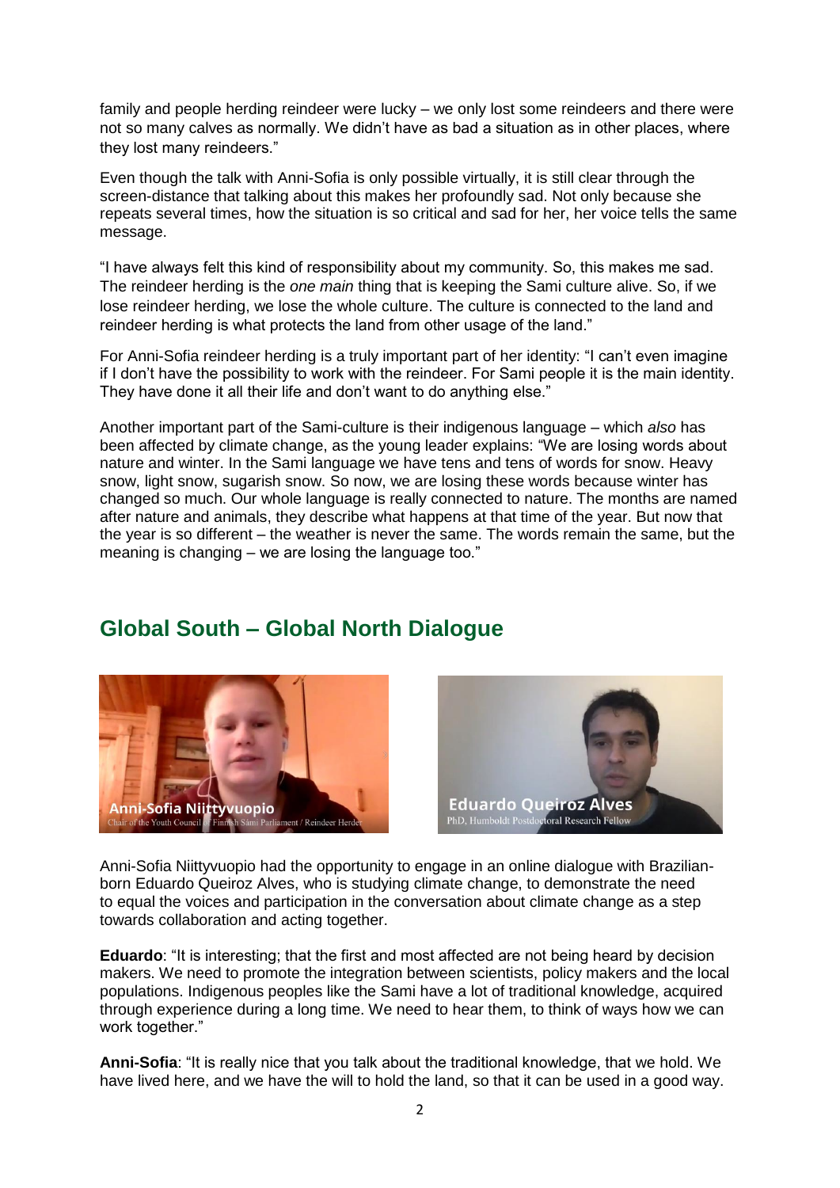family and people herding reindeer were lucky – we only lost some reindeers and there were not so many calves as normally. We didn't have as bad a situation as in other places, where they lost many reindeers."

Even though the talk with Anni-Sofia is only possible virtually, it is still clear through the screen-distance that talking about this makes her profoundly sad. Not only because she repeats several times, how the situation is so critical and sad for her, her voice tells the same message.

"I have always felt this kind of responsibility about my community. So, this makes me sad. The reindeer herding is the *one main* thing that is keeping the Sami culture alive. So, if we lose reindeer herding, we lose the whole culture. The culture is connected to the land and reindeer herding is what protects the land from other usage of the land."

For Anni-Sofia reindeer herding is a truly important part of her identity: "I can't even imagine if I don't have the possibility to work with the reindeer. For Sami people it is the main identity. They have done it all their life and don't want to do anything else."

Another important part of the Sami-culture is their indigenous language – which *also* has been affected by climate change, as the young leader explains: "We are losing words about nature and winter. In the Sami language we have tens and tens of words for snow. Heavy snow, light snow, sugarish snow. So now, we are losing these words because winter has changed so much. Our whole language is really connected to nature. The months are named after nature and animals, they describe what happens at that time of the year. But now that the year is so different – the weather is never the same. The words remain the same, but the meaning is changing – we are losing the language too."

## Global South – Global North Dialogue

Anni-Sofia Niittyvuopio
Chair of the Youth Council of Finnish Sámi Parliament / Reindeer Herder

Eduardo Queiroz Alves
PhD, Humboldt Postdoctoral Research Fellow

Anni-Sofia Niittyvuopio had the opportunity to engage in an online dialogue with Brazilian-born Eduardo Queiroz Alves, who is studying climate change, to demonstrate the need to equal the voices and participation in the conversation about climate change as a step towards collaboration and acting together.

**Eduardo**: "It is interesting; that the first and most affected are not being heard by decision makers. We need to promote the integration between scientists, policy makers and the local populations. Indigenous peoples like the Sami have a lot of traditional knowledge, acquired through experience during a long time. We need to hear them, to think of ways how we can work together."

**Anni-Sofia**: "It is really nice that you talk about the traditional knowledge, that we hold. We have lived here, and we have the will to hold the land, so that it can be used in a good way.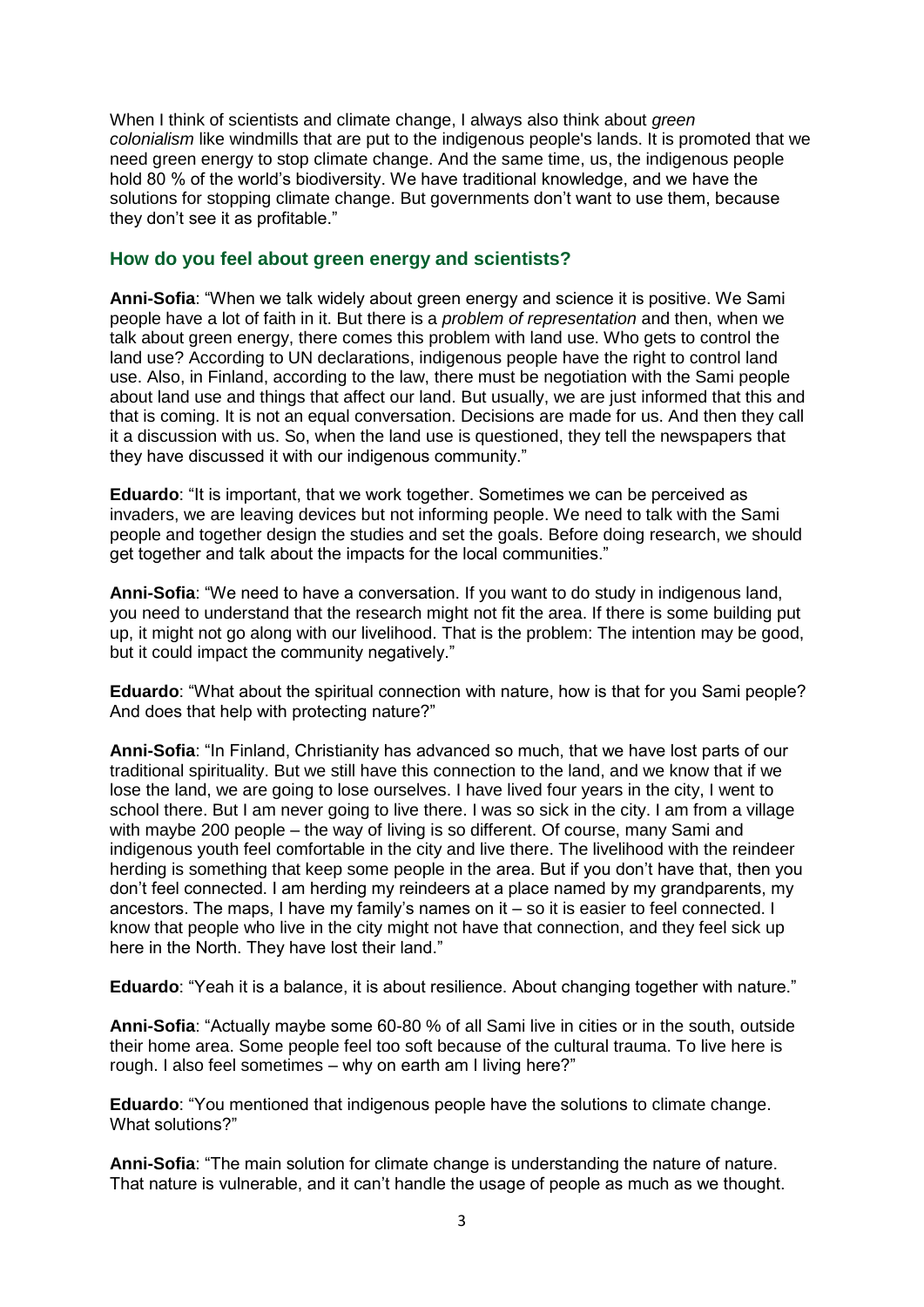When I think of scientists and climate change, I always also think about *green colonialism* like windmills that are put to the indigenous people's lands. It is promoted that we need green energy to stop climate change. And the same time, us, the indigenous people hold 80 % of the world's biodiversity. We have traditional knowledge, and we have the solutions for stopping climate change. But governments don't want to use them, because they don't see it as profitable."

### How do you feel about green energy and scientists?

**Anni-Sofia**: "When we talk widely about green energy and science it is positive. We Sami people have a lot of faith in it. But there is a *problem of representation* and then, when we talk about green energy, there comes this problem with land use. Who gets to control the land use? According to UN declarations, indigenous people have the right to control land use. Also, in Finland, according to the law, there must be negotiation with the Sami people about land use and things that affect our land. But usually, we are just informed that this and that is coming. It is not an equal conversation. Decisions are made for us. And then they call it a discussion with us. So, when the land use is questioned, they tell the newspapers that they have discussed it with our indigenous community."

**Eduardo**: "It is important, that we work together. Sometimes we can be perceived as invaders, we are leaving devices but not informing people. We need to talk with the Sami people and together design the studies and set the goals. Before doing research, we should get together and talk about the impacts for the local communities."

**Anni-Sofia**: "We need to have a conversation. If you want to do study in indigenous land, you need to understand that the research might not fit the area. If there is some building put up, it might not go along with our livelihood. That is the problem: The intention may be good, but it could impact the community negatively."

**Eduardo**: "What about the spiritual connection with nature, how is that for you Sami people? And does that help with protecting nature?"

**Anni-Sofia**: "In Finland, Christianity has advanced so much, that we have lost parts of our traditional spirituality. But we still have this connection to the land, and we know that if we lose the land, we are going to lose ourselves. I have lived four years in the city, I went to school there. But I am never going to live there. I was so sick in the city. I am from a village with maybe 200 people – the way of living is so different. Of course, many Sami and indigenous youth feel comfortable in the city and live there. The livelihood with the reindeer herding is something that keep some people in the area. But if you don't have that, then you don't feel connected. I am herding my reindeers at a place named by my grandparents, my ancestors. The maps, I have my family's names on it – so it is easier to feel connected. I know that people who live in the city might not have that connection, and they feel sick up here in the North. They have lost their land."

**Eduardo**: "Yeah it is a balance, it is about resilience. About changing together with nature."

**Anni-Sofia**: "Actually maybe some 60-80 % of all Sami live in cities or in the south, outside their home area. Some people feel too soft because of the cultural trauma. To live here is rough. I also feel sometimes – why on earth am I living here?"

**Eduardo**: "You mentioned that indigenous people have the solutions to climate change. What solutions?"

**Anni-Sofia**: "The main solution for climate change is understanding the nature of nature. That nature is vulnerable, and it can't handle the usage of people as much as we thought.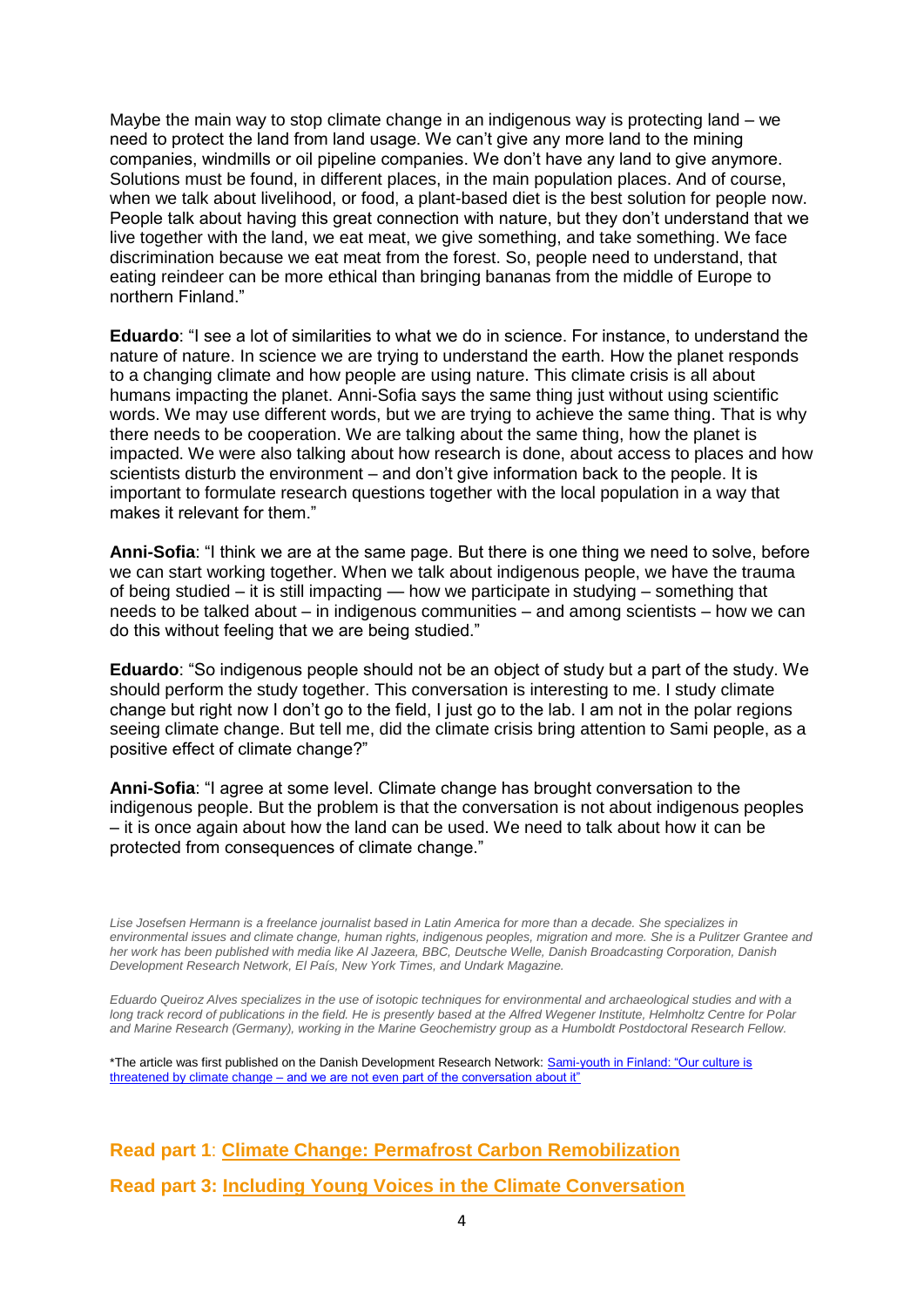Maybe the main way to stop climate change in an indigenous way is protecting land – we need to protect the land from land usage. We can't give any more land to the mining companies, windmills or oil pipeline companies. We don't have any land to give anymore. Solutions must be found, in different places, in the main population places. And of course, when we talk about livelihood, or food, a plant-based diet is the best solution for people now. People talk about having this great connection with nature, but they don't understand that we live together with the land, we eat meat, we give something, and take something. We face discrimination because we eat meat from the forest. So, people need to understand, that eating reindeer can be more ethical than bringing bananas from the middle of Europe to northern Finland."

**Eduardo**: "I see a lot of similarities to what we do in science. For instance, to understand the nature of nature. In science we are trying to understand the earth. How the planet responds to a changing climate and how people are using nature. This climate crisis is all about humans impacting the planet. Anni-Sofia says the same thing just without using scientific words. We may use different words, but we are trying to achieve the same thing. That is why there needs to be cooperation. We are talking about the same thing, how the planet is impacted. We were also talking about how research is done, about access to places and how scientists disturb the environment – and don't give information back to the people. It is important to formulate research questions together with the local population in a way that makes it relevant for them."

**Anni-Sofia**: "I think we are at the same page. But there is one thing we need to solve, before we can start working together. When we talk about indigenous people, we have the trauma of being studied – it is still impacting — how we participate in studying – something that needs to be talked about – in indigenous communities – and among scientists – how we can do this without feeling that we are being studied."

**Eduardo**: "So indigenous people should not be an object of study but a part of the study. We should perform the study together. This conversation is interesting to me. I study climate change but right now I don't go to the field, I just go to the lab. I am not in the polar regions seeing climate change. But tell me, did the climate crisis bring attention to Sami people, as a positive effect of climate change?"

**Anni-Sofia**: "I agree at some level. Climate change has brought conversation to the indigenous people. But the problem is that the conversation is not about indigenous peoples – it is once again about how the land can be used. We need to talk about how it can be protected from consequences of climate change."

*Lise Josefsen Hermann is a freelance journalist based in Latin America for more than a decade. She specializes in environmental issues and climate change, human rights, indigenous peoples, migration and more. She is a Pulitzer Grantee and her work has been published with media like Al Jazeera, BBC, Deutsche Welle, Danish Broadcasting Corporation, Danish Development Research Network, El País, New York Times, and Undark Magazine.*

*Eduardo Queiroz Alves specializes in the use of isotopic techniques for environmental and archaeological studies and with a long track record of publications in the field. He is presently based at the Alfred Wegener Institute, Helmholtz Centre for Polar and Marine Research (Germany), working in the Marine Geochemistry group as a Humboldt Postdoctoral Research Fellow.*

*The article was first published on the Danish Development Research Network: Sami-youth in Finland: "Our culture is threatened by climate change – and we are not even part of the conversation about it"

**Read part 1**: **Climate Change: Permafrost Carbon Remobilization**

**Read part 3: Including Young Voices in the Climate Conversation**